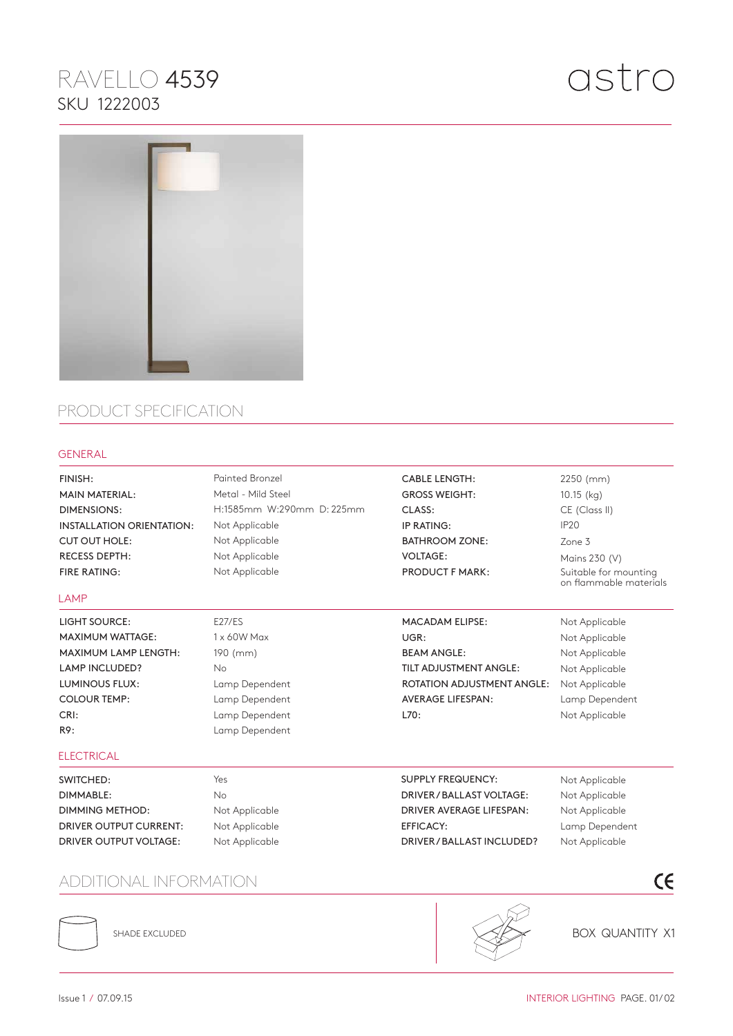# RAVELLO 4539

SKU 1222003

astro

## PRODUCT SPECIFICATION

### GENERAL

| | | | |
|---|---|---|---|
| FINISH: | Painted Bronzel | CABLE LENGTH: | 2250 (mm) |
| MAIN MATERIAL: | Metal - Mild Steel | GROSS WEIGHT: | 10.15 (kg) |
| DIMENSIONS: | H:1585mm W:290mm D:225mm | CLASS: | CE (Class II) |
| INSTALLATION ORIENTATION: | Not Applicable | IP RATING: | IP20 |
| CUT OUT HOLE: | Not Applicable | BATHROOM ZONE: | Zone 3 |
| RECESS DEPTH: | Not Applicable | VOLTAGE: | Mains 230 (V) |
| FIRE RATING: | Not Applicable | PRODUCT F MARK: | Suitable for mounting on flammable materials |

### LAMP

| | | | |
|---|---|---|---|
| LIGHT SOURCE: | E27/ES | MACADAM ELIPSE: | Not Applicable |
| MAXIMUM WATTAGE: | 1 x 60W Max | UGR: | Not Applicable |
| MAXIMUM LAMP LENGTH: | 190 (mm) | BEAM ANGLE: | Not Applicable |
| LAMP INCLUDED? | No | TILT ADJUSTMENT ANGLE: | Not Applicable |
| LUMINOUS FLUX: | Lamp Dependent | ROTATION ADJUSTMENT ANGLE: | Not Applicable |
| COLOUR TEMP: | Lamp Dependent | AVERAGE LIFESPAN: | Lamp Dependent |
| CRI: | Lamp Dependent | L70: | Not Applicable |
| R9: | Lamp Dependent | | |

### ELECTRICAL

| | | | |
|---|---|---|---|
| SWITCHED: | Yes | SUPPLY FREQUENCY: | Not Applicable |
| DIMMABLE: | No | DRIVER / BALLAST VOLTAGE: | Not Applicable |
| DIMMING METHOD: | Not Applicable | DRIVER AVERAGE LIFESPAN: | Not Applicable |
| DRIVER OUTPUT CURRENT: | Not Applicable | EFFICACY: | Lamp Dependent |
| DRIVER OUTPUT VOLTAGE: | Not Applicable | DRIVER / BALLAST INCLUDED? | Not Applicable |

## ADDITIONAL INFORMATION

SHADE EXCLUDED

BOX QUANTITY X1

Issue 1 / 07.09.15

INTERIOR LIGHTING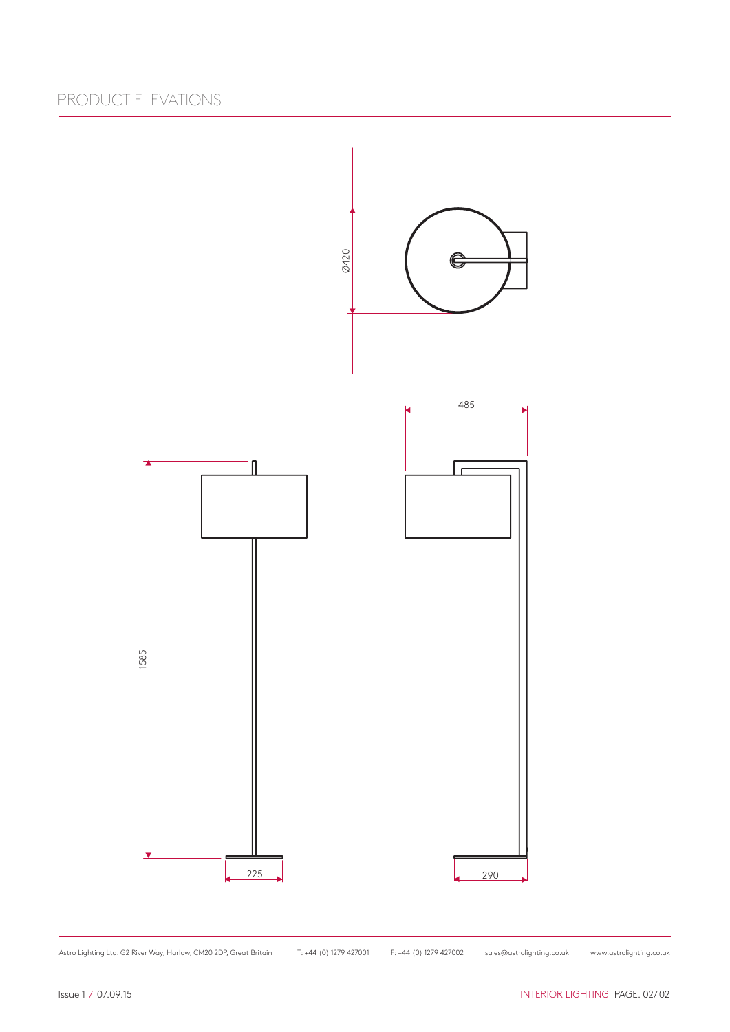# PRODUCT ELEVATIONS

Ø420

485

1585

225

290

Astro Lighting Ltd. G2 River Way, Harlow, CM20 2DP, Great Britain T: +44 (0) 1279 427001 F: +44 (0) 1279 427002 sales@astrolighting.co.uk www.astrolighting.co.uk

Issue 1 / 07.09.15

INTERIOR LIGHTING